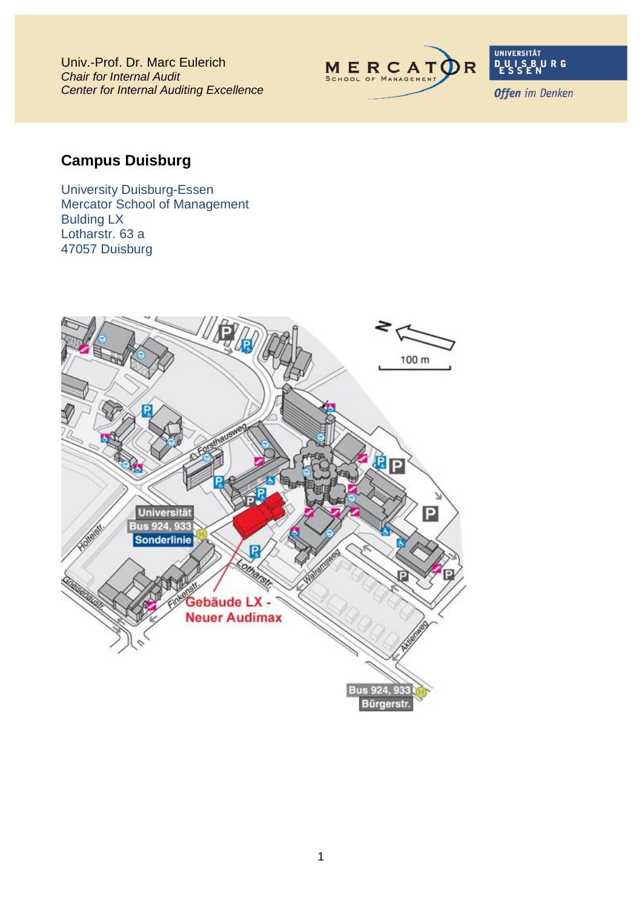Univ.-Prof. Dr. Marc Eulerich
*Chair for Internal Audit*
*Center for Internal Auditing Excellence*

MERCATOR
School of Management

UNIVERSITÄT
DUISBURG
ESSEN

*Offen im Denken*

## Campus Duisburg

University Duisburg-Essen
Mercator School of Management
Bulding LX
Lotharstr. 63 a
47057 Duisburg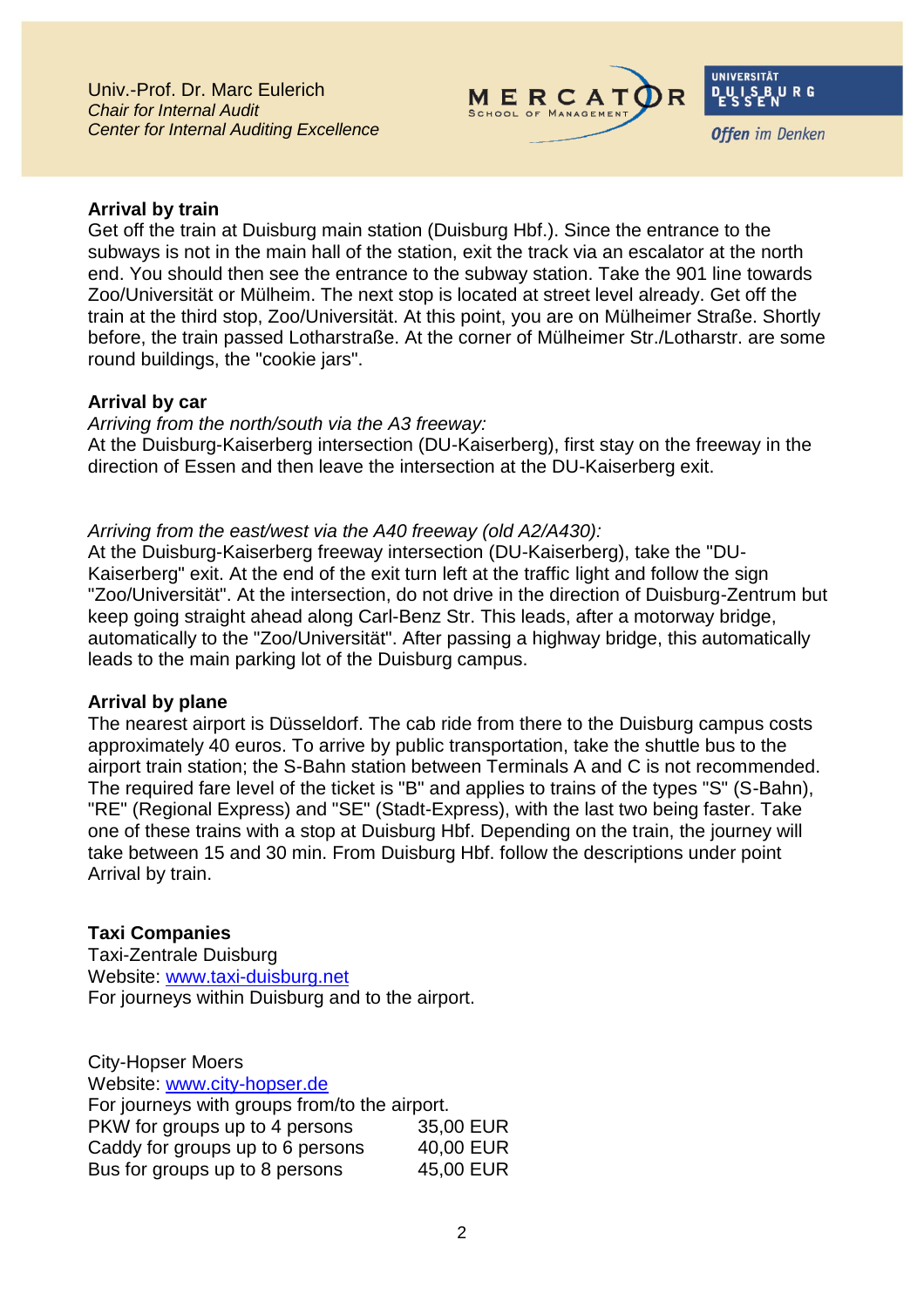Univ.-Prof. Dr. Marc Eulerich
*Chair for Internal Audit*
*Center for Internal Auditing Excellence*

**Arrival by train**
Get off the train at Duisburg main station (Duisburg Hbf.). Since the entrance to the subways is not in the main hall of the station, exit the track via an escalator at the north end. You should then see the entrance to the subway station. Take the 901 line towards Zoo/Universität or Mülheim. The next stop is located at street level already. Get off the train at the third stop, Zoo/Universität. At this point, you are on Mülheimer Straße. Shortly before, the train passed Lotharstraße. At the corner of Mülheimer Str./Lotharstr. are some round buildings, the "cookie jars".

**Arrival by car**
*Arriving from the north/south via the A3 freeway:*
At the Duisburg-Kaiserberg intersection (DU-Kaiserberg), first stay on the freeway in the direction of Essen and then leave the intersection at the DU-Kaiserberg exit.

*Arriving from the east/west via the A40 freeway (old A2/A430):*
At the Duisburg-Kaiserberg freeway intersection (DU-Kaiserberg), take the "DU-Kaiserberg" exit. At the end of the exit turn left at the traffic light and follow the sign "Zoo/Universität". At the intersection, do not drive in the direction of Duisburg-Zentrum but keep going straight ahead along Carl-Benz Str. This leads, after a motorway bridge, automatically to the "Zoo/Universität". After passing a highway bridge, this automatically leads to the main parking lot of the Duisburg campus.

**Arrival by plane**
The nearest airport is Düsseldorf. The cab ride from there to the Duisburg campus costs approximately 40 euros. To arrive by public transportation, take the shuttle bus to the airport train station; the S-Bahn station between Terminals A and C is not recommended. The required fare level of the ticket is "B" and applies to trains of the types "S" (S-Bahn), "RE" (Regional Express) and "SE" (Stadt-Express), with the last two being faster. Take one of these trains with a stop at Duisburg Hbf. Depending on the train, the journey will take between 15 and 30 min. From Duisburg Hbf. follow the descriptions under point Arrival by train.

**Taxi Companies**
Taxi-Zentrale Duisburg
Website: www.taxi-duisburg.net
For journeys within Duisburg and to the airport.

City-Hopser Moers
Website: www.city-hopser.de
For journeys with groups from/to the airport.

| | |
|---|---|
| PKW for groups up to 4 persons | 35,00 EUR |
| Caddy for groups up to 6 persons | 40,00 EUR |
| Bus for groups up to 8 persons | 45,00 EUR |